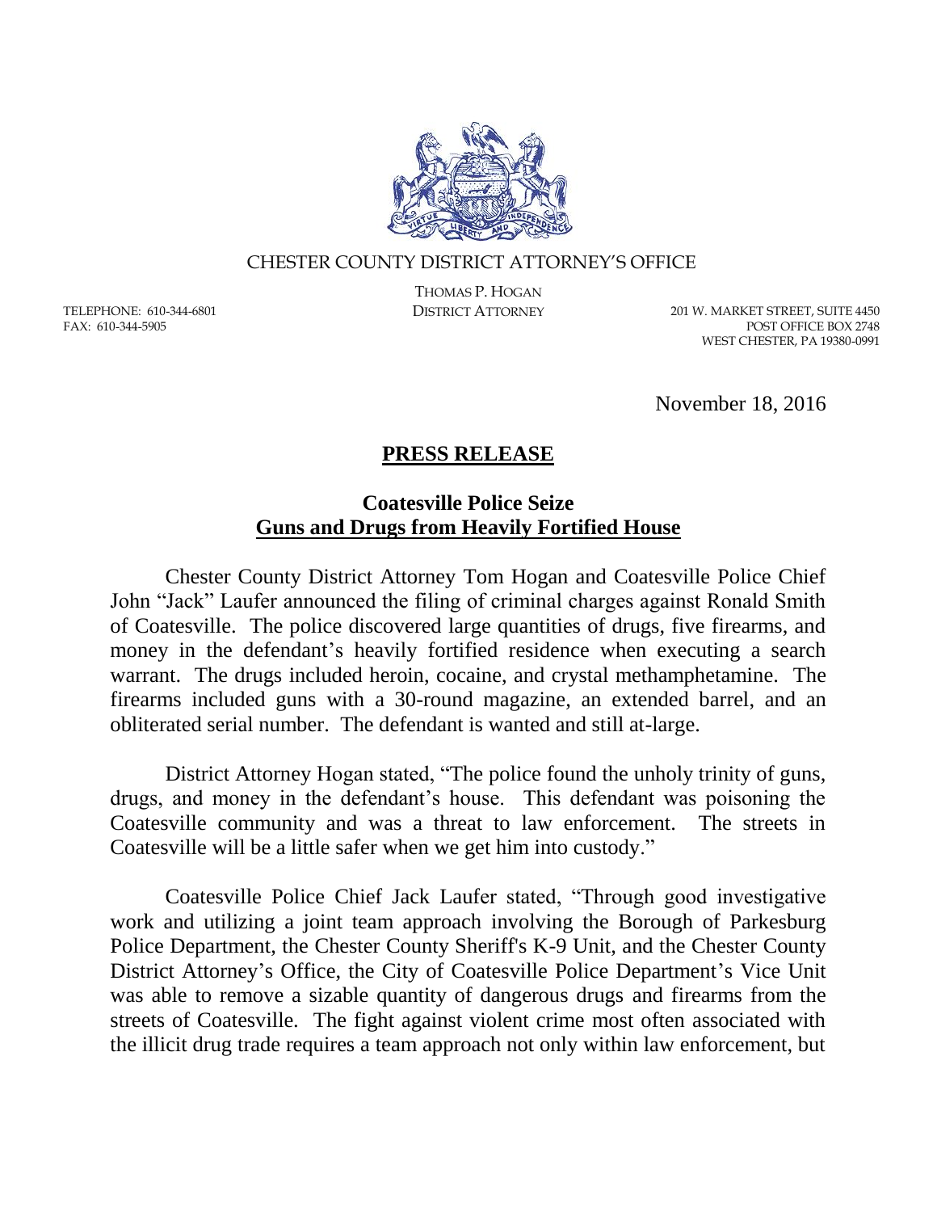CHESTER COUNTY DISTRICT ATTORNEY'S OFFICE

THOMAS P. HOGAN
DISTRICT ATTORNEY

TELEPHONE: 610-344-6801
FAX: 610-344-5905

201 W. MARKET STREET, SUITE 4450
POST OFFICE BOX 2748
WEST CHESTER, PA 19380-0991

November 18, 2016

# **PRESS RELEASE**

## Coatesville Police Seize Guns and Drugs from Heavily Fortified House

Chester County District Attorney Tom Hogan and Coatesville Police Chief John "Jack" Laufer announced the filing of criminal charges against Ronald Smith of Coatesville. The police discovered large quantities of drugs, five firearms, and money in the defendant's heavily fortified residence when executing a search warrant. The drugs included heroin, cocaine, and crystal methamphetamine. The firearms included guns with a 30-round magazine, an extended barrel, and an obliterated serial number. The defendant is wanted and still at-large.

District Attorney Hogan stated, "The police found the unholy trinity of guns, drugs, and money in the defendant's house. This defendant was poisoning the Coatesville community and was a threat to law enforcement. The streets in Coatesville will be a little safer when we get him into custody."

Coatesville Police Chief Jack Laufer stated, "Through good investigative work and utilizing a joint team approach involving the Borough of Parkesburg Police Department, the Chester County Sheriff's K-9 Unit, and the Chester County District Attorney's Office, the City of Coatesville Police Department's Vice Unit was able to remove a sizable quantity of dangerous drugs and firearms from the streets of Coatesville. The fight against violent crime most often associated with the illicit drug trade requires a team approach not only within law enforcement, but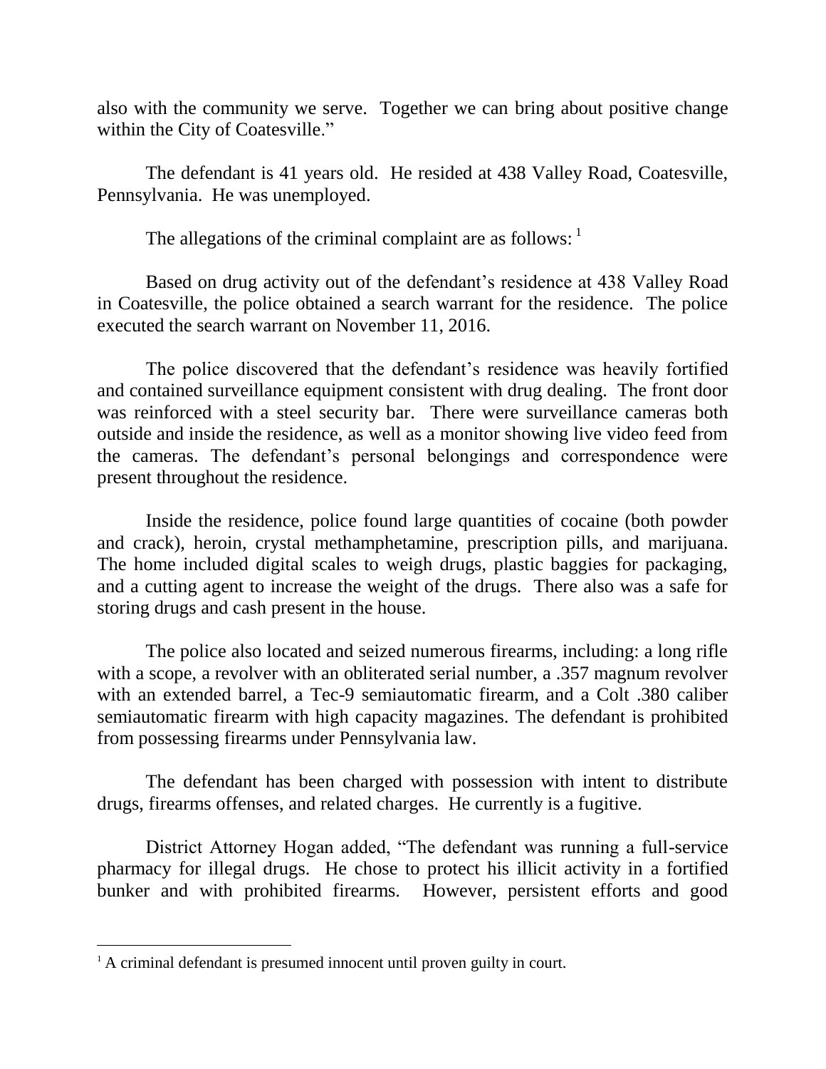also with the community we serve. Together we can bring about positive change within the City of Coatesville."

The defendant is 41 years old. He resided at 438 Valley Road, Coatesville, Pennsylvania. He was unemployed.

The allegations of the criminal complaint are as follows: [1]

Based on drug activity out of the defendant's residence at 438 Valley Road in Coatesville, the police obtained a search warrant for the residence. The police executed the search warrant on November 11, 2016.

The police discovered that the defendant's residence was heavily fortified and contained surveillance equipment consistent with drug dealing. The front door was reinforced with a steel security bar. There were surveillance cameras both outside and inside the residence, as well as a monitor showing live video feed from the cameras. The defendant's personal belongings and correspondence were present throughout the residence.

Inside the residence, police found large quantities of cocaine (both powder and crack), heroin, crystal methamphetamine, prescription pills, and marijuana. The home included digital scales to weigh drugs, plastic baggies for packaging, and a cutting agent to increase the weight of the drugs. There also was a safe for storing drugs and cash present in the house.

The police also located and seized numerous firearms, including: a long rifle with a scope, a revolver with an obliterated serial number, a .357 magnum revolver with an extended barrel, a Tec-9 semiautomatic firearm, and a Colt .380 caliber semiautomatic firearm with high capacity magazines. The defendant is prohibited from possessing firearms under Pennsylvania law.

The defendant has been charged with possession with intent to distribute drugs, firearms offenses, and related charges. He currently is a fugitive.

District Attorney Hogan added, "The defendant was running a full-service pharmacy for illegal drugs. He chose to protect his illicit activity in a fortified bunker and with prohibited firearms. However, persistent efforts and good

---

[1] A criminal defendant is presumed innocent until proven guilty in court.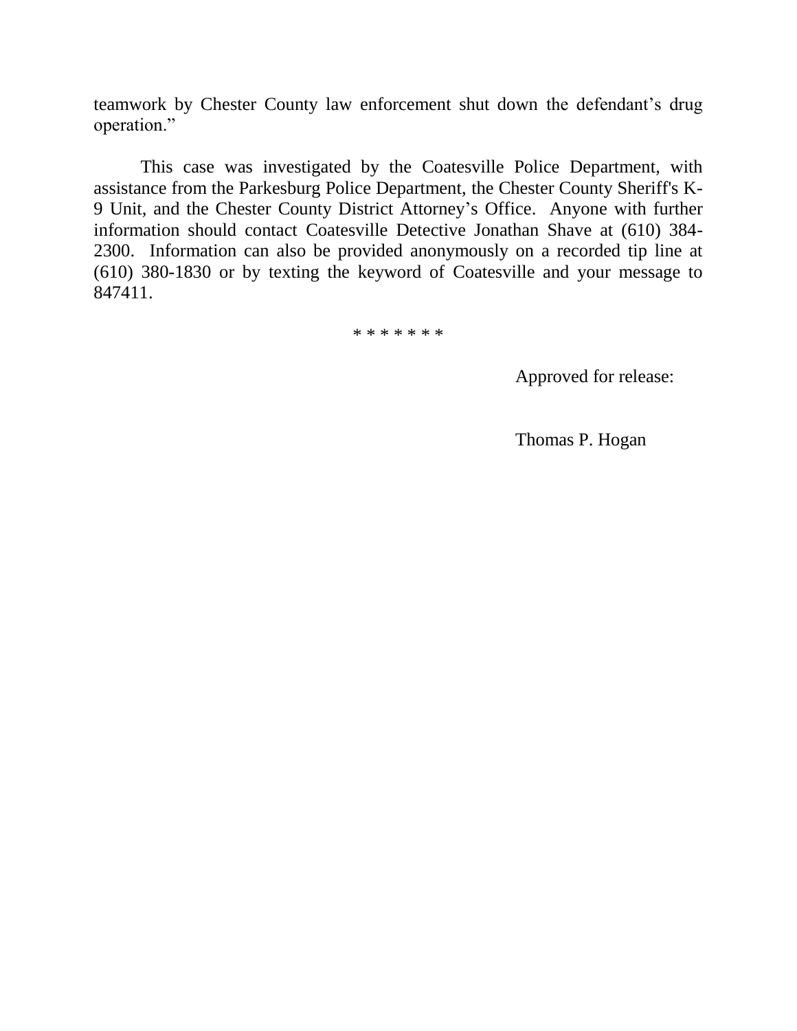teamwork by Chester County law enforcement shut down the defendant's drug operation."

This case was investigated by the Coatesville Police Department, with assistance from the Parkesburg Police Department, the Chester County Sheriff's K-9 Unit, and the Chester County District Attorney's Office. Anyone with further information should contact Coatesville Detective Jonathan Shave at (610) 384-2300. Information can also be provided anonymously on a recorded tip line at (610) 380-1830 or by texting the keyword of Coatesville and your message to 847411.

* * * * * * *

Approved for release:

Thomas P. Hogan